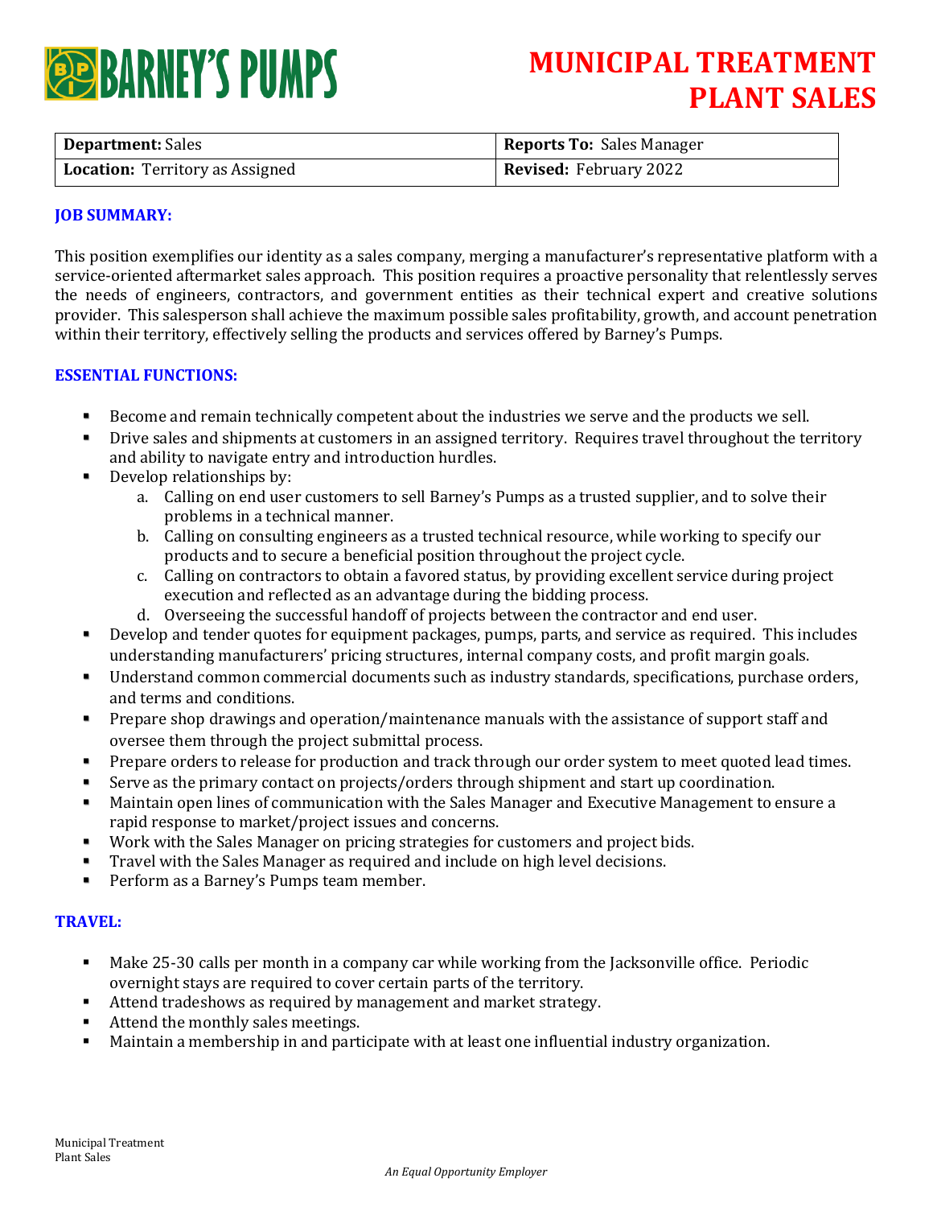BARNEY'S PUMPS

# MUNICIPAL TREATMENT PLANT SALES

| **Department:** Sales | **Reports To:** Sales Manager |
|---|---|
| **Location:** Territory as Assigned | **Revised:** February 2022 |

## JOB SUMMARY:

This position exemplifies our identity as a sales company, merging a manufacturer's representative platform with a service-oriented aftermarket sales approach. This position requires a proactive personality that relentlessly serves the needs of engineers, contractors, and government entities as their technical expert and creative solutions provider. This salesperson shall achieve the maximum possible sales profitability, growth, and account penetration within their territory, effectively selling the products and services offered by Barney's Pumps.

## ESSENTIAL FUNCTIONS:

- Become and remain technically competent about the industries we serve and the products we sell.
- Drive sales and shipments at customers in an assigned territory. Requires travel throughout the territory and ability to navigate entry and introduction hurdles.
- Develop relationships by:
  a. Calling on end user customers to sell Barney's Pumps as a trusted supplier, and to solve their problems in a technical manner.
  b. Calling on consulting engineers as a trusted technical resource, while working to specify our products and to secure a beneficial position throughout the project cycle.
  c. Calling on contractors to obtain a favored status, by providing excellent service during project execution and reflected as an advantage during the bidding process.
  d. Overseeing the successful handoff of projects between the contractor and end user.
- Develop and tender quotes for equipment packages, pumps, parts, and service as required. This includes understanding manufacturers' pricing structures, internal company costs, and profit margin goals.
- Understand common commercial documents such as industry standards, specifications, purchase orders, and terms and conditions.
- Prepare shop drawings and operation/maintenance manuals with the assistance of support staff and oversee them through the project submittal process.
- Prepare orders to release for production and track through our order system to meet quoted lead times.
- Serve as the primary contact on projects/orders through shipment and start up coordination.
- Maintain open lines of communication with the Sales Manager and Executive Management to ensure a rapid response to market/project issues and concerns.
- Work with the Sales Manager on pricing strategies for customers and project bids.
- Travel with the Sales Manager as required and include on high level decisions.
- Perform as a Barney's Pumps team member.

## TRAVEL:

- Make 25-30 calls per month in a company car while working from the Jacksonville office. Periodic overnight stays are required to cover certain parts of the territory.
- Attend tradeshows as required by management and market strategy.
- Attend the monthly sales meetings.
- Maintain a membership in and participate with at least one influential industry organization.

*An Equal Opportunity Employer*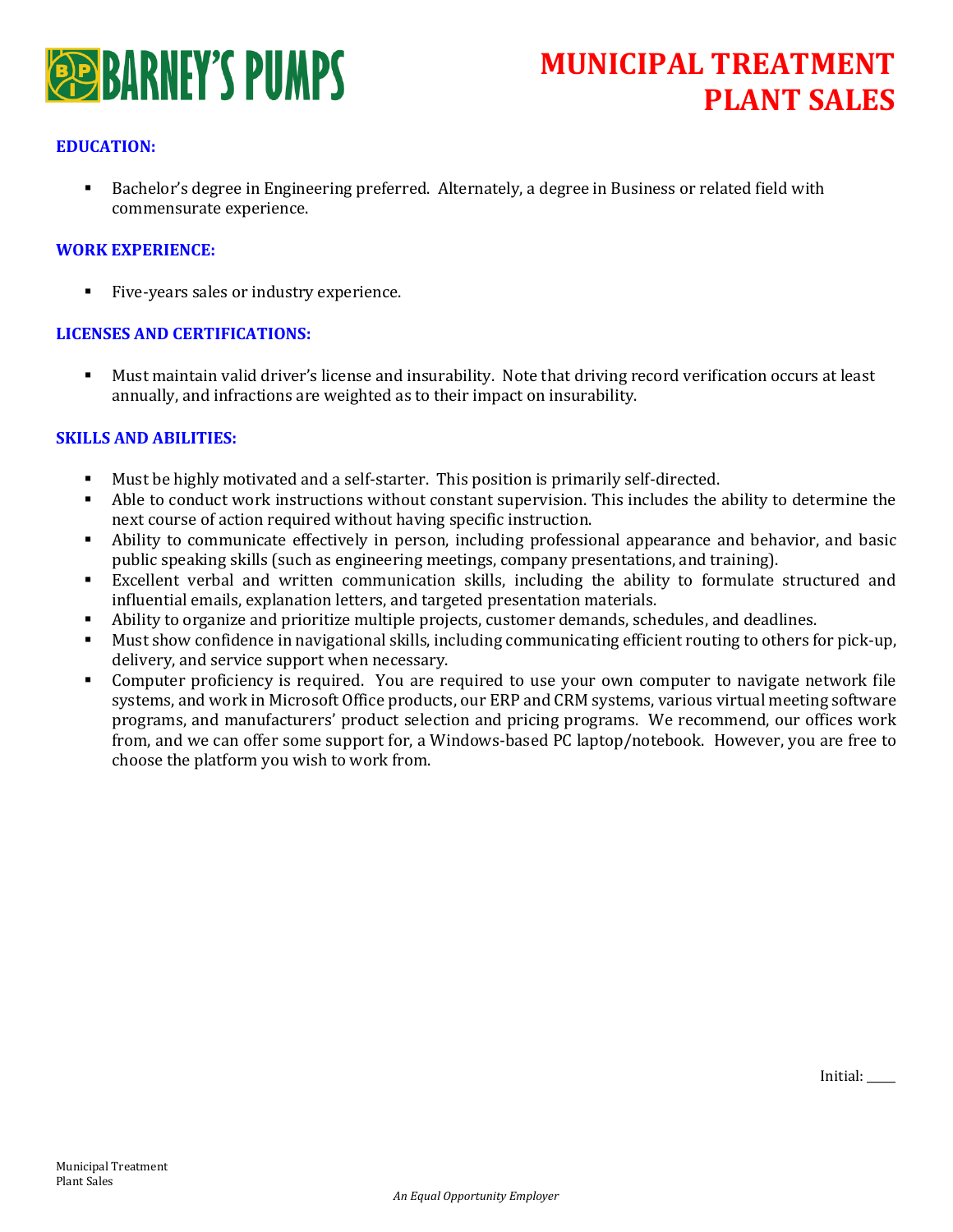# MUNICIPAL TREATMENT PLANT SALES

### EDUCATION:

- Bachelor's degree in Engineering preferred. Alternately, a degree in Business or related field with commensurate experience.

### WORK EXPERIENCE:

- Five-years sales or industry experience.

### LICENSES AND CERTIFICATIONS:

- Must maintain valid driver's license and insurability. Note that driving record verification occurs at least annually, and infractions are weighted as to their impact on insurability.

### SKILLS AND ABILITIES:

- Must be highly motivated and a self-starter. This position is primarily self-directed.
- Able to conduct work instructions without constant supervision. This includes the ability to determine the next course of action required without having specific instruction.
- Ability to communicate effectively in person, including professional appearance and behavior, and basic public speaking skills (such as engineering meetings, company presentations, and training).
- Excellent verbal and written communication skills, including the ability to formulate structured and influential emails, explanation letters, and targeted presentation materials.
- Ability to organize and prioritize multiple projects, customer demands, schedules, and deadlines.
- Must show confidence in navigational skills, including communicating efficient routing to others for pick-up, delivery, and service support when necessary.
- Computer proficiency is required. You are required to use your own computer to navigate network file systems, and work in Microsoft Office products, our ERP and CRM systems, various virtual meeting software programs, and manufacturers' product selection and pricing programs. We recommend, our offices work from, and we can offer some support for, a Windows-based PC laptop/notebook. However, you are free to choose the platform you wish to work from.

Initial: ____

*An Equal Opportunity Employer*